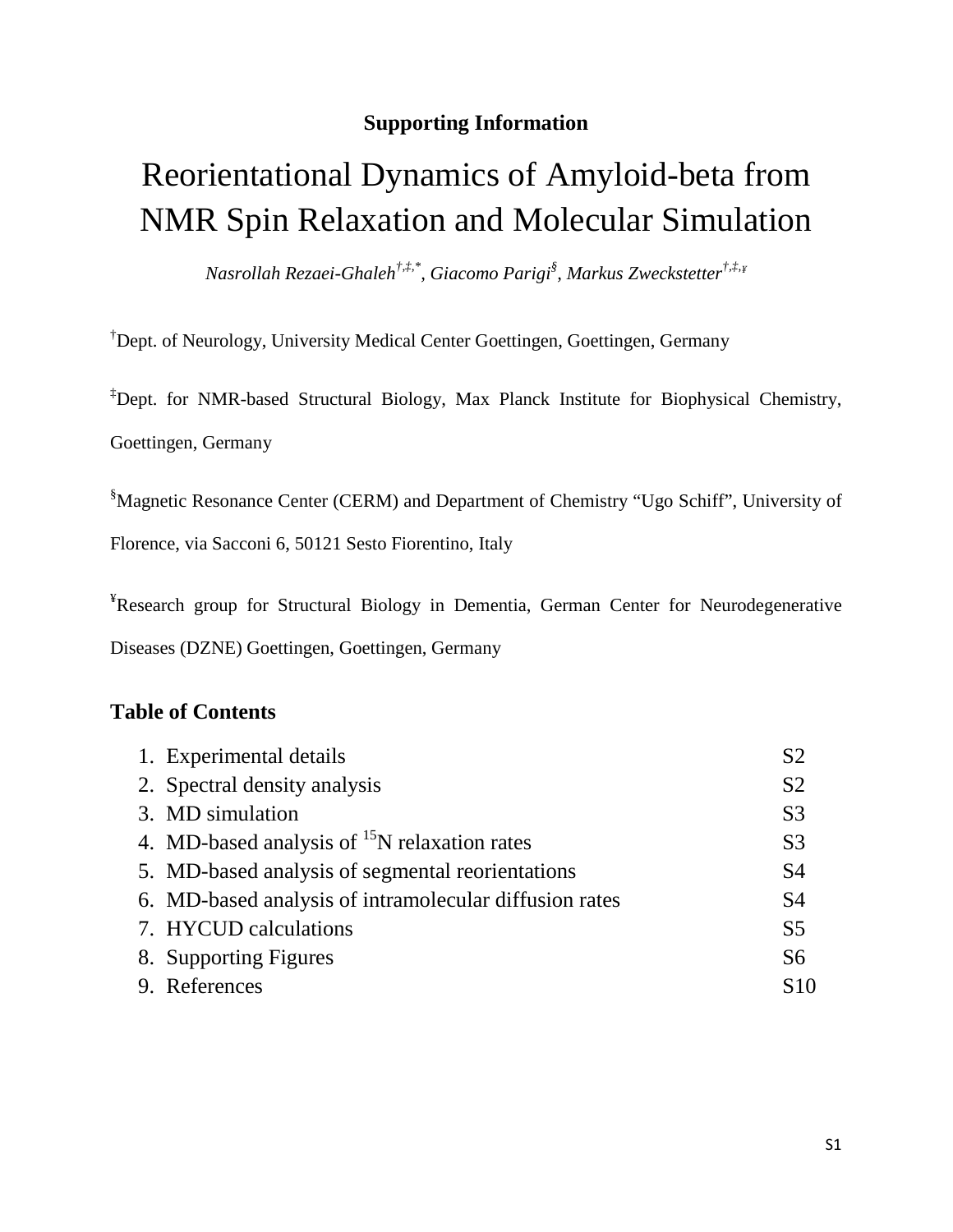**Supporting Information**

# Reorientational Dynamics of Amyloid-beta from NMR Spin Relaxation and Molecular Simulation

*Nasrollah Rezaei-Ghaleh[†,‡,*], Giacomo Parigi[§], Markus Zweckstetter[†,‡,¥]*

[†]Dept. of Neurology, University Medical Center Goettingen, Goettingen, Germany

[‡]Dept. for NMR-based Structural Biology, Max Planck Institute for Biophysical Chemistry, Goettingen, Germany

[§]Magnetic Resonance Center (CERM) and Department of Chemistry "Ugo Schiff", University of Florence, via Sacconi 6, 50121 Sesto Fiorentino, Italy

[¥]Research group for Structural Biology in Dementia, German Center for Neurodegenerative Diseases (DZNE) Goettingen, Goettingen, Germany

## Table of Contents

| | |
|---|---|
| 1. Experimental details | S2 |
| 2. Spectral density analysis | S2 |
| 3. MD simulation | S3 |
| 4. MD-based analysis of $^{15}$N relaxation rates | S3 |
| 5. MD-based analysis of segmental reorientations | S4 |
| 6. MD-based analysis of intramolecular diffusion rates | S4 |
| 7. HYCUD calculations | S5 |
| 8. Supporting Figures | S6 |
| 9. References | S10 |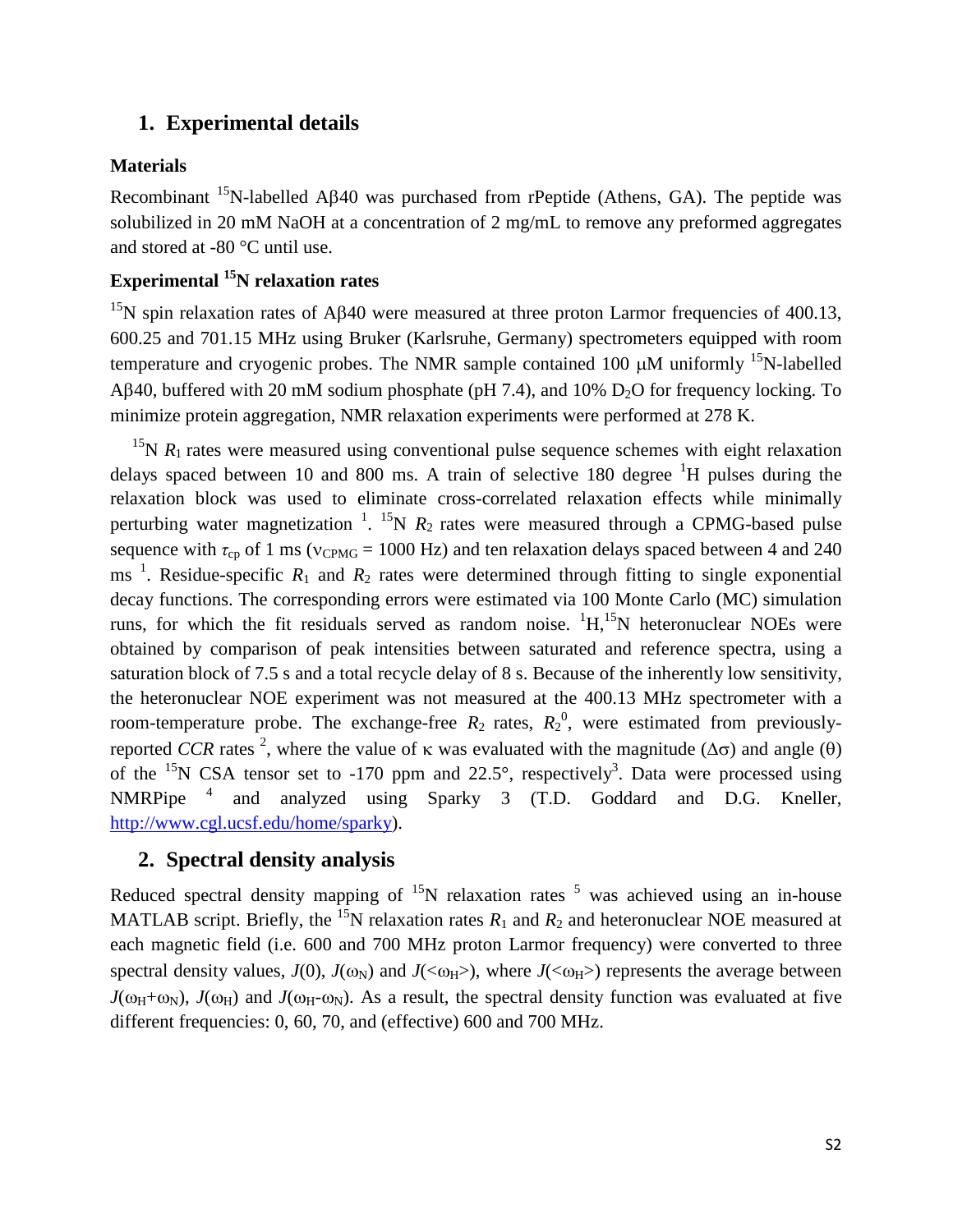## 1. Experimental details

### Materials

Recombinant $^{15}$N-labelled Aβ40 was purchased from rPeptide (Athens, GA). The peptide was solubilized in 20 mM NaOH at a concentration of 2 mg/mL to remove any preformed aggregates and stored at -80 °C until use.

### Experimental $^{15}$N relaxation rates

$^{15}$N spin relaxation rates of Aβ40 were measured at three proton Larmor frequencies of 400.13, 600.25 and 701.15 MHz using Bruker (Karlsruhe, Germany) spectrometers equipped with room temperature and cryogenic probes. The NMR sample contained 100 μM uniformly $^{15}$N-labelled Aβ40, buffered with 20 mM sodium phosphate (pH 7.4), and 10% $D_2O$ for frequency locking. To minimize protein aggregation, NMR relaxation experiments were performed at 278 K.

$^{15}$N $R_1$ rates were measured using conventional pulse sequence schemes with eight relaxation delays spaced between 10 and 800 ms. A train of selective 180 degree $^1$H pulses during the relaxation block was used to eliminate cross-correlated relaxation effects while minimally perturbing water magnetization [1]. $^{15}$N $R_2$ rates were measured through a CPMG-based pulse sequence with $\tau_{cp}$ of 1 ms ($\nu_{CPMG}$ = 1000 Hz) and ten relaxation delays spaced between 4 and 240 ms [1]. Residue-specific $R_1$ and $R_2$ rates were determined through fitting to single exponential decay functions. The corresponding errors were estimated via 100 Monte Carlo (MC) simulation runs, for which the fit residuals served as random noise. $^1$H,$^{15}$N heteronuclear NOEs were obtained by comparison of peak intensities between saturated and reference spectra, using a saturation block of 7.5 s and a total recycle delay of 8 s. Because of the inherently low sensitivity, the heteronuclear NOE experiment was not measured at the 400.13 MHz spectrometer with a room-temperature probe. The exchange-free $R_2$ rates, $R_2^0$, were estimated from previously-reported *CCR* rates [2], where the value of κ was evaluated with the magnitude (Δσ) and angle (θ) of the $^{15}$N CSA tensor set to -170 ppm and 22.5°, respectively[3]. Data were processed using NMRPipe [4] and analyzed using Sparky 3 (T.D. Goddard and D.G. Kneller, http://www.cgl.ucsf.edu/home/sparky).

## 2. Spectral density analysis

Reduced spectral density mapping of $^{15}$N relaxation rates [5] was achieved using an in-house MATLAB script. Briefly, the $^{15}$N relaxation rates $R_1$ and $R_2$ and heteronuclear NOE measured at each magnetic field (i.e. 600 and 700 MHz proton Larmor frequency) were converted to three spectral density values, $J(0)$, $J(\omega_N)$ and $J(<\omega_H>)$, where $J(<\omega_H>)$ represents the average between $J(\omega_H+\omega_N)$, $J(\omega_H)$ and $J(\omega_H-\omega_N)$. As a result, the spectral density function was evaluated at five different frequencies: 0, 60, 70, and (effective) 600 and 700 MHz.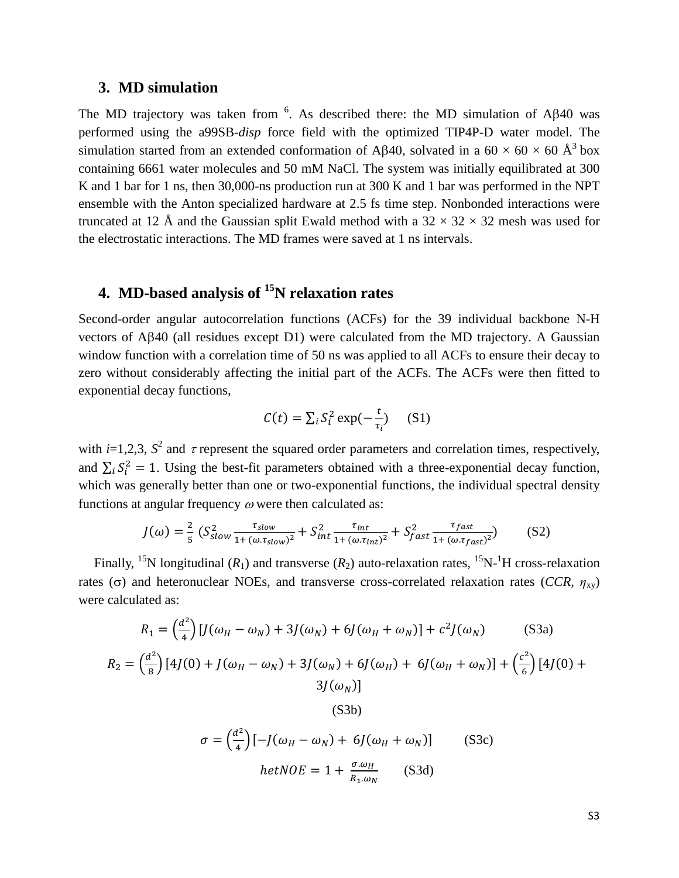## 3. MD simulation

The MD trajectory was taken from [6]. As described there: the MD simulation of Aβ40 was performed using the a99SB-*disp* force field with the optimized TIP4P-D water model. The simulation started from an extended conformation of Aβ40, solvated in a 60 × 60 × 60 Å$^3$ box containing 6661 water molecules and 50 mM NaCl. The system was initially equilibrated at 300 K and 1 bar for 1 ns, then 30,000-ns production run at 300 K and 1 bar was performed in the NPT ensemble with the Anton specialized hardware at 2.5 fs time step. Nonbonded interactions were truncated at 12 Å and the Gaussian split Ewald method with a 32 × 32 × 32 mesh was used for the electrostatic interactions. The MD frames were saved at 1 ns intervals.

## 4. MD-based analysis of $^{15}$N relaxation rates

Second-order angular autocorrelation functions (ACFs) for the 39 individual backbone N-H vectors of Aβ40 (all residues except D1) were calculated from the MD trajectory. A Gaussian window function with a correlation time of 50 ns was applied to all ACFs to ensure their decay to zero without considerably affecting the initial part of the ACFs. The ACFs were then fitted to exponential decay functions,

$$C(t) = \sum_i S_i^2 \exp(-\frac{t}{\tau_i}) \quad \text{(S1)}$$

with $i$=1,2,3, $S^2$ and $\tau$ represent the squared order parameters and correlation times, respectively, and $\sum_i S_i^2 = 1$. Using the best-fit parameters obtained with a three-exponential decay function, which was generally better than one or two-exponential functions, the individual spectral density functions at angular frequency $\omega$ were then calculated as:

$$J(\omega) = \frac{2}{5}\left(S_{slow}^2 \frac{\tau_{slow}}{1+(\omega.\tau_{slow})^2} + S_{int}^2 \frac{\tau_{int}}{1+(\omega.\tau_{int})^2} + S_{fast}^2 \frac{\tau_{fast}}{1+(\omega.\tau_{fast})^2}\right) \quad \text{(S2)}$$

Finally, $^{15}$N longitudinal ($R_1$) and transverse ($R_2$) auto-relaxation rates, $^{15}$N-$^{1}$H cross-relaxation rates ($\sigma$) and heteronuclear NOEs, and transverse cross-correlated relaxation rates (*CCR*, $\eta_{xy}$) were calculated as:

$$R_1 = \left(\frac{d^2}{4}\right)[J(\omega_H - \omega_N) + 3J(\omega_N) + 6J(\omega_H + \omega_N)] + c^2 J(\omega_N) \quad \text{(S3a)}$$

$$R_2 = \left(\frac{d^2}{8}\right)[4J(0) + J(\omega_H - \omega_N) + 3J(\omega_N) + 6J(\omega_H) + 6J(\omega_H + \omega_N)] + \left(\frac{c^2}{6}\right)[4J(0) + 3J(\omega_N)] \quad \text{(S3b)}$$

$$\sigma = \left(\frac{d^2}{4}\right)[-J(\omega_H - \omega_N) + 6J(\omega_H + \omega_N)] \quad \text{(S3c)}$$

$$hetNOE = 1 + \frac{\sigma.\omega_H}{R_1.\omega_N} \quad \text{(S3d)}$$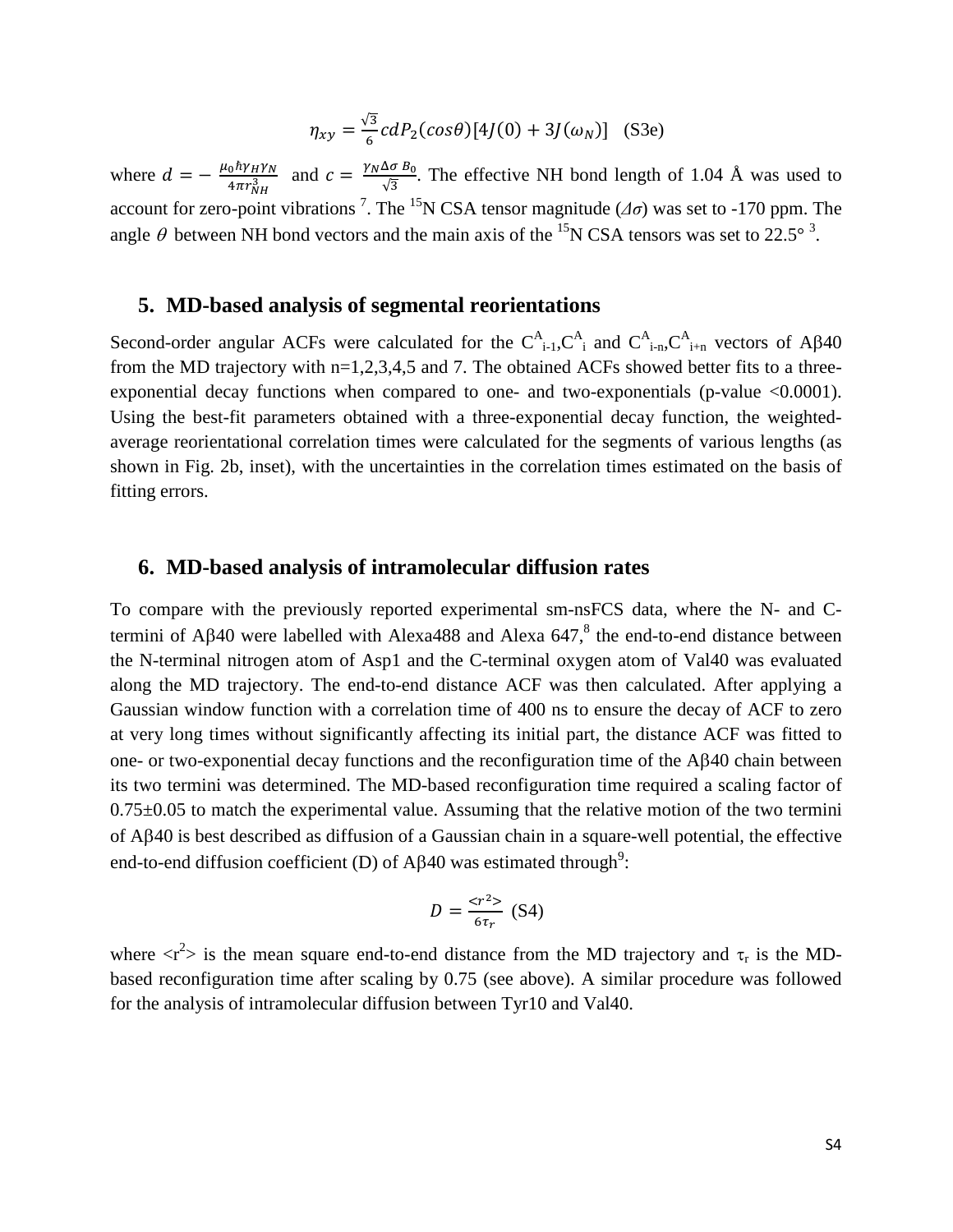$$\eta_{xy} = \frac{\sqrt{3}}{6} c d P_2(\cos\theta)[4J(0) + 3J(\omega_N)] \quad \text{(S3e)}$$

where $d = -\frac{\mu_0 \hbar \gamma_H \gamma_N}{4\pi r_{NH}^3}$ and $c = \frac{\gamma_N \Delta\sigma\ B_0}{\sqrt{3}}$. The effective NH bond length of 1.04 Å was used to account for zero-point vibrations [7]. The $^{15}$N CSA tensor magnitude ($\Delta\sigma$) was set to -170 ppm. The angle $\theta$ between NH bond vectors and the main axis of the $^{15}$N CSA tensors was set to 22.5° [3].

## 5. MD-based analysis of segmental reorientations

Second-order angular ACFs were calculated for the $C^A_{i-1}$,$C^A_i$ and $C^A_{i-n}$,$C^A_{i+n}$ vectors of Aβ40 from the MD trajectory with n=1,2,3,4,5 and 7. The obtained ACFs showed better fits to a three-exponential decay functions when compared to one- and two-exponentials (p-value <0.0001). Using the best-fit parameters obtained with a three-exponential decay function, the weighted-average reorientational correlation times were calculated for the segments of various lengths (as shown in Fig. 2b, inset), with the uncertainties in the correlation times estimated on the basis of fitting errors.

## 6. MD-based analysis of intramolecular diffusion rates

To compare with the previously reported experimental sm-nsFCS data, where the N- and C-termini of Aβ40 were labelled with Alexa488 and Alexa 647,[8] the end-to-end distance between the N-terminal nitrogen atom of Asp1 and the C-terminal oxygen atom of Val40 was evaluated along the MD trajectory. The end-to-end distance ACF was then calculated. After applying a Gaussian window function with a correlation time of 400 ns to ensure the decay of ACF to zero at very long times without significantly affecting its initial part, the distance ACF was fitted to one- or two-exponential decay functions and the reconfiguration time of the Aβ40 chain between its two termini was determined. The MD-based reconfiguration time required a scaling factor of 0.75±0.05 to match the experimental value. Assuming that the relative motion of the two termini of Aβ40 is best described as diffusion of a Gaussian chain in a square-well potential, the effective end-to-end diffusion coefficient (D) of Aβ40 was estimated through[9]:

$$D = \frac{\langle r^2 \rangle}{6\tau_r} \quad \text{(S4)}$$

where $\langle r^2 \rangle$ is the mean square end-to-end distance from the MD trajectory and $\tau_r$ is the MD-based reconfiguration time after scaling by 0.75 (see above). A similar procedure was followed for the analysis of intramolecular diffusion between Tyr10 and Val40.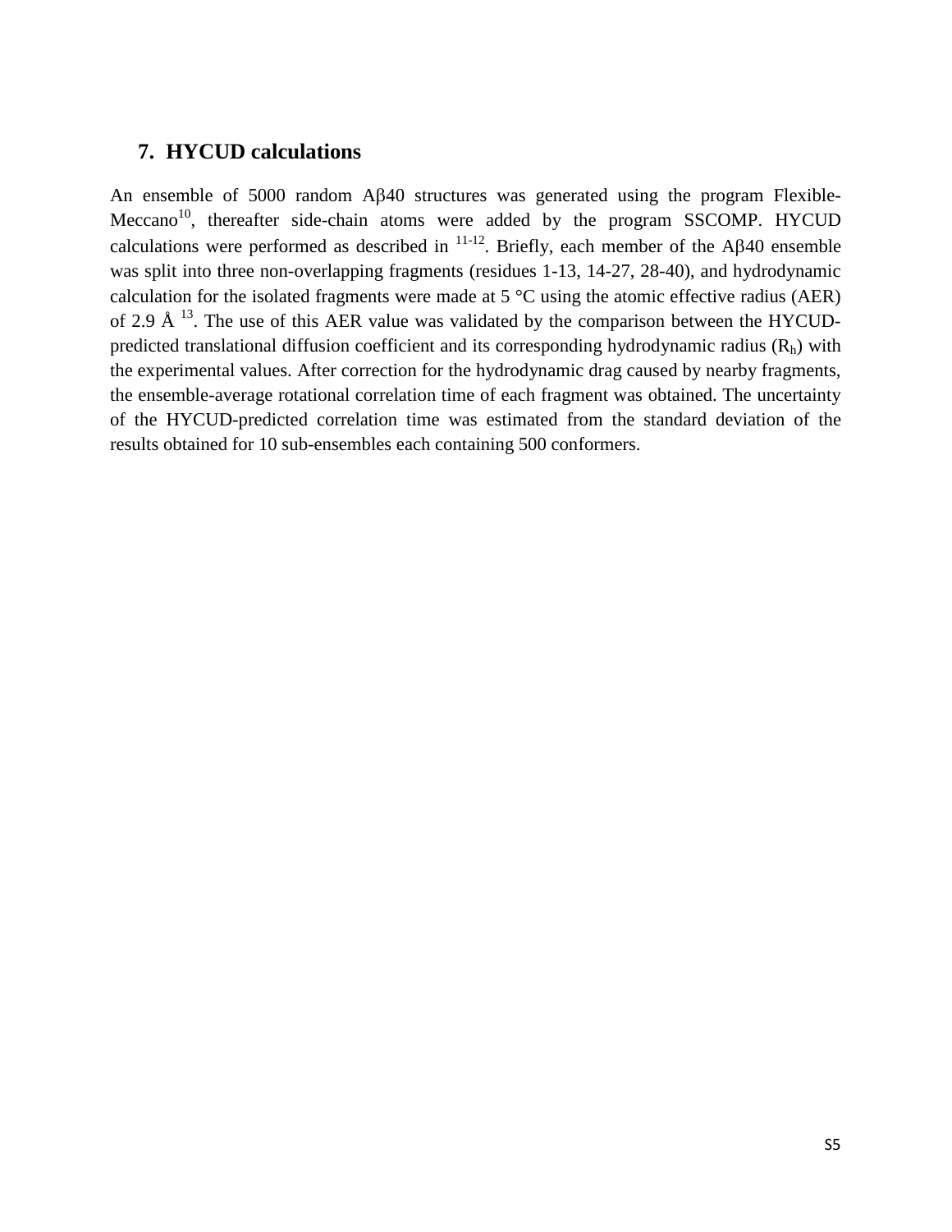## 7. HYCUD calculations

An ensemble of 5000 random Aβ40 structures was generated using the program Flexible-Meccano[10], thereafter side-chain atoms were added by the program SSCOMP. HYCUD calculations were performed as described in [11-12]. Briefly, each member of the Aβ40 ensemble was split into three non-overlapping fragments (residues 1-13, 14-27, 28-40), and hydrodynamic calculation for the isolated fragments were made at 5 °C using the atomic effective radius (AER) of 2.9 Å [13]. The use of this AER value was validated by the comparison between the HYCUD-predicted translational diffusion coefficient and its corresponding hydrodynamic radius ($R_h$) with the experimental values. After correction for the hydrodynamic drag caused by nearby fragments, the ensemble-average rotational correlation time of each fragment was obtained. The uncertainty of the HYCUD-predicted correlation time was estimated from the standard deviation of the results obtained for 10 sub-ensembles each containing 500 conformers.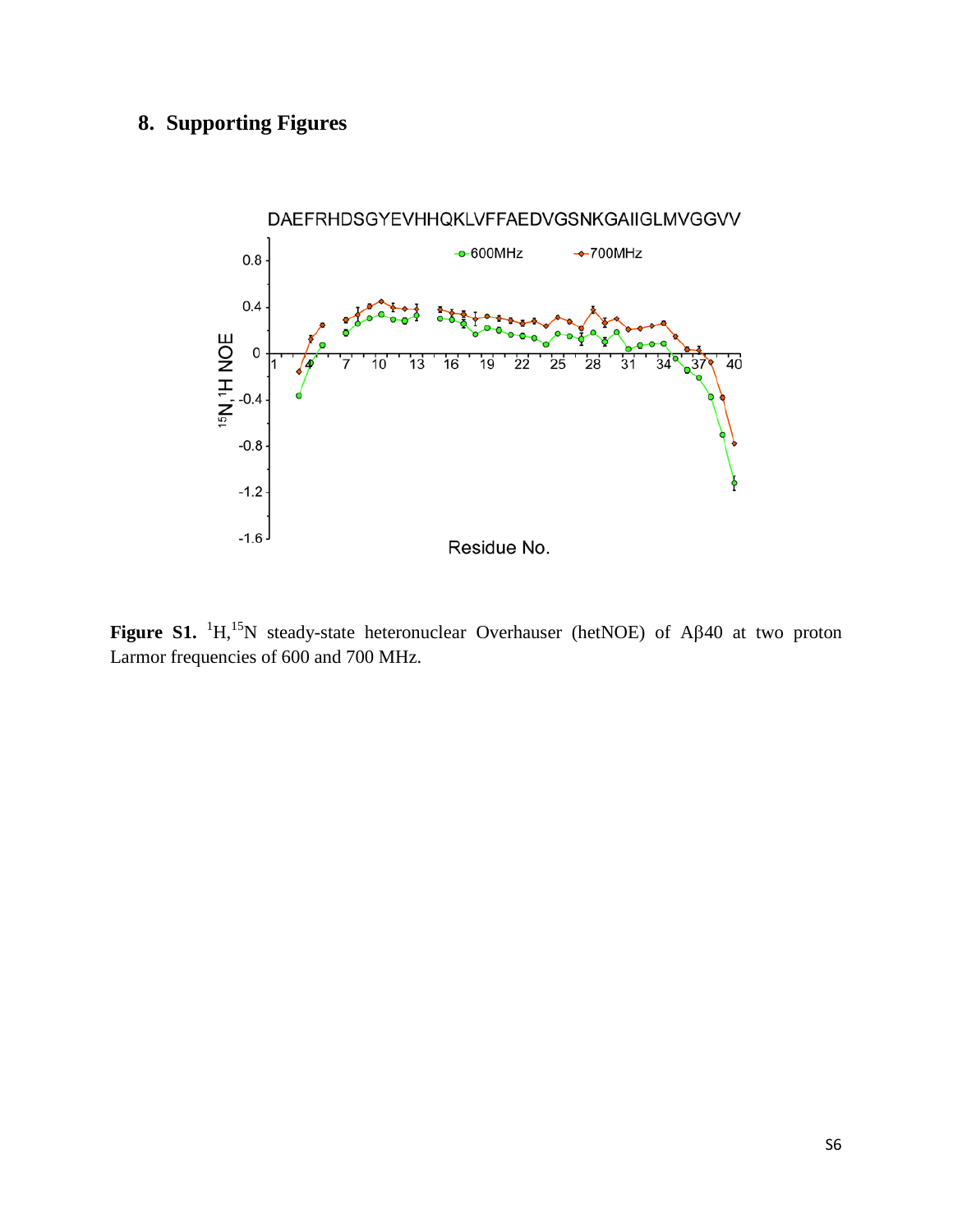## 8. Supporting Figures

**Figure S1.** $^1$H,$^{15}$N steady-state heteronuclear Overhauser (hetNOE) of Aβ40 at two proton Larmor frequencies of 600 and 700 MHz.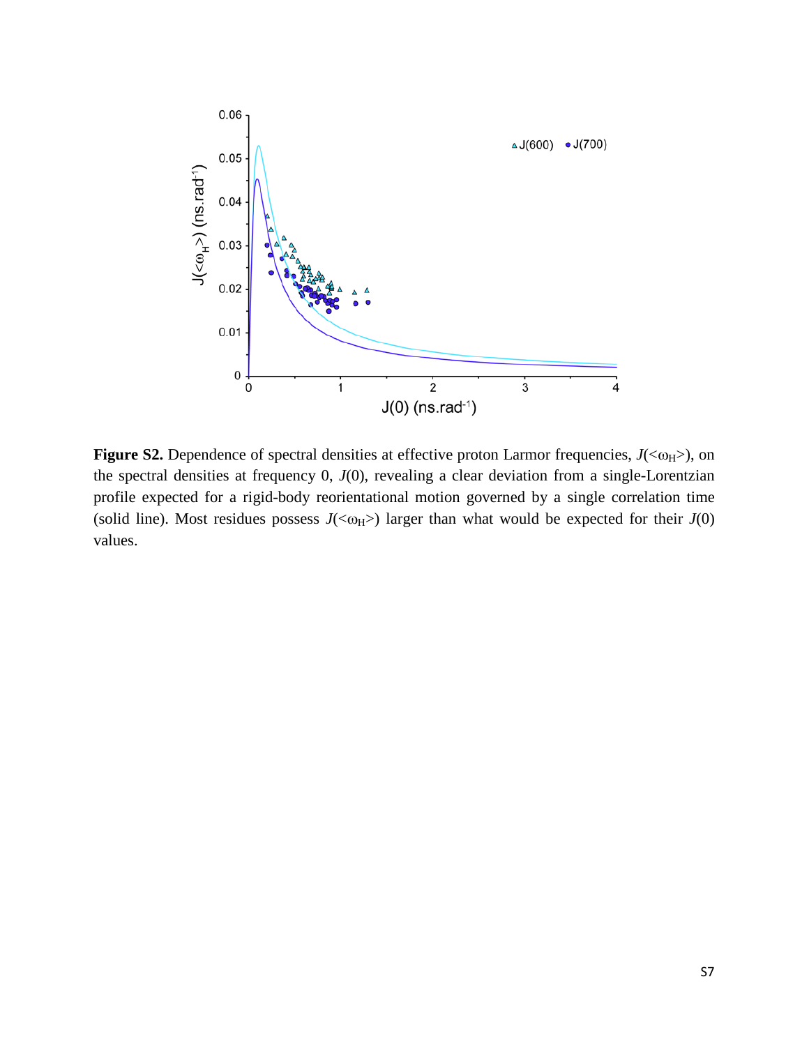**Figure S2.** Dependence of spectral densities at effective proton Larmor frequencies, $J(<\omega_H>)$, on the spectral densities at frequency 0, $J(0)$, revealing a clear deviation from a single-Lorentzian profile expected for a rigid-body reorientational motion governed by a single correlation time (solid line). Most residues possess $J(<\omega_H>)$ larger than what would be expected for their $J(0)$ values.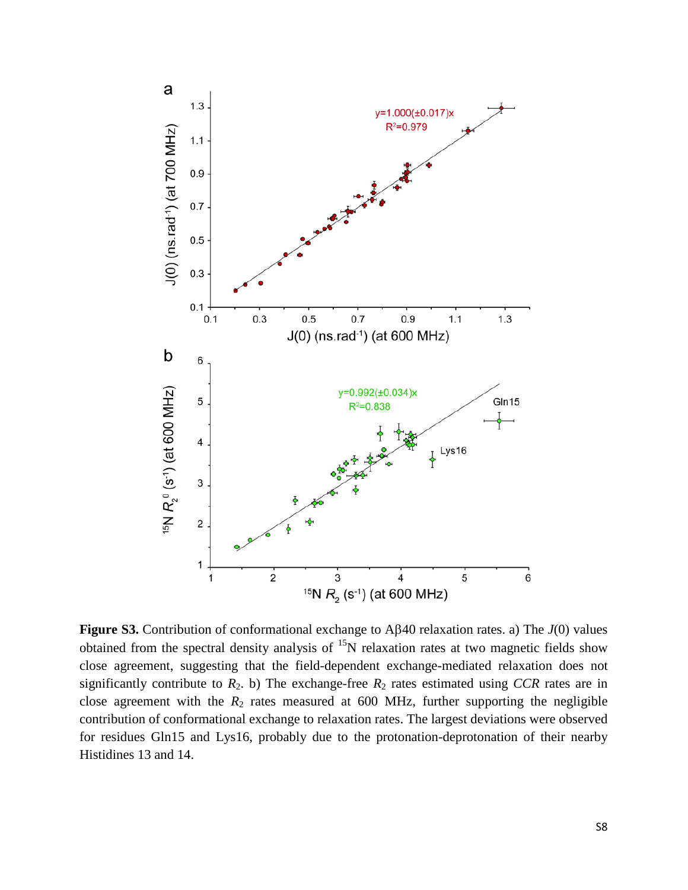**Figure S3.** Contribution of conformational exchange to Aβ40 relaxation rates. a) The $J(0)$ values obtained from the spectral density analysis of $^{15}$N relaxation rates at two magnetic fields show close agreement, suggesting that the field-dependent exchange-mediated relaxation does not significantly contribute to $R_2$. b) The exchange-free $R_2$ rates estimated using *CCR* rates are in close agreement with the $R_2$ rates measured at 600 MHz, further supporting the negligible contribution of conformational exchange to relaxation rates. The largest deviations were observed for residues Gln15 and Lys16, probably due to the protonation-deprotonation of their nearby Histidines 13 and 14.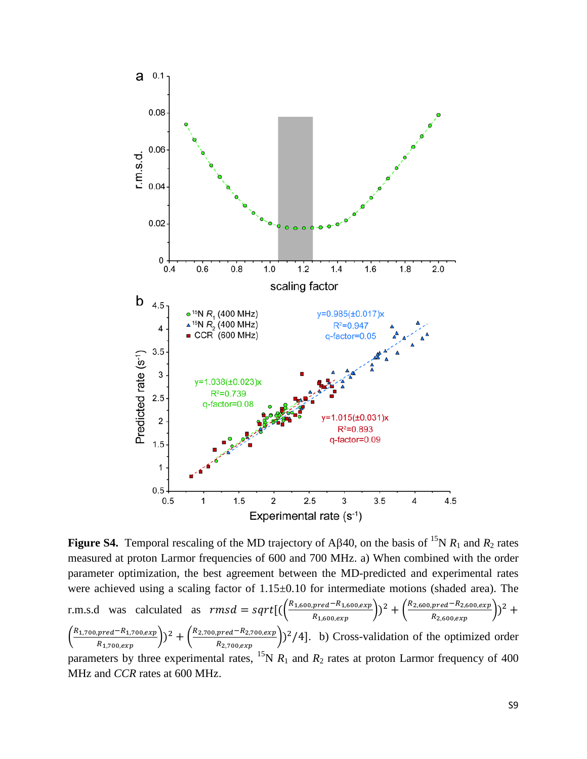**Figure S4.** Temporal rescaling of the MD trajectory of Aβ40, on the basis of $^{15}$N $R_1$ and $R_2$ rates measured at proton Larmor frequencies of 600 and 700 MHz. a) When combined with the order parameter optimization, the best agreement between the MD-predicted and experimental rates were achieved using a scaling factor of 1.15±0.10 for intermediate motions (shaded area). The r.m.s.d was calculated as $rmsd = sqrt[((\frac{R_{1,600,pred}-R_{1,600,exp}}{R_{1,600,exp}}))^2 + (\frac{R_{2,600,pred}-R_{2,600,exp}}{R_{2,600,exp}})^2 + (\frac{R_{1,700,pred}-R_{1,700,exp}}{R_{1,700,exp}})^2 + (\frac{R_{2,700,pred}-R_{2,700,exp}}{R_{2,700,exp}}))^2/4]$. b) Cross-validation of the optimized order parameters by three experimental rates, $^{15}$N $R_1$ and $R_2$ rates at proton Larmor frequency of 400 MHz and *CCR* rates at 600 MHz.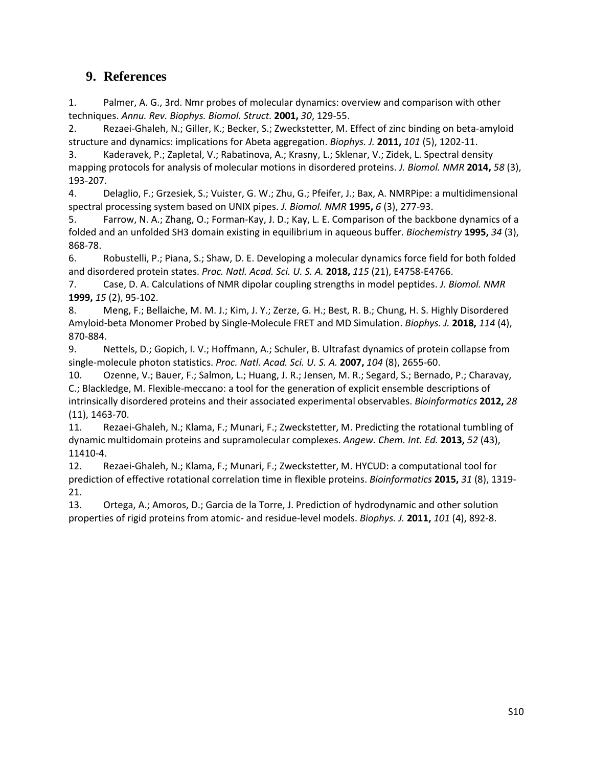## 9. References

1. Palmer, A. G., 3rd. Nmr probes of molecular dynamics: overview and comparison with other techniques. *Annu. Rev. Biophys. Biomol. Struct.* **2001,** *30*, 129-55.
2. Rezaei-Ghaleh, N.; Giller, K.; Becker, S.; Zweckstetter, M. Effect of zinc binding on beta-amyloid structure and dynamics: implications for Abeta aggregation. *Biophys. J.* **2011,** *101* (5), 1202-11.
3. Kaderavek, P.; Zapletal, V.; Rabatinova, A.; Krasny, L.; Sklenar, V.; Zidek, L. Spectral density mapping protocols for analysis of molecular motions in disordered proteins. *J. Biomol. NMR* **2014,** *58* (3), 193-207.
4. Delaglio, F.; Grzesiek, S.; Vuister, G. W.; Zhu, G.; Pfeifer, J.; Bax, A. NMRPipe: a multidimensional spectral processing system based on UNIX pipes. *J. Biomol. NMR* **1995,** *6* (3), 277-93.
5. Farrow, N. A.; Zhang, O.; Forman-Kay, J. D.; Kay, L. E. Comparison of the backbone dynamics of a folded and an unfolded SH3 domain existing in equilibrium in aqueous buffer. *Biochemistry* **1995,** *34* (3), 868-78.
6. Robustelli, P.; Piana, S.; Shaw, D. E. Developing a molecular dynamics force field for both folded and disordered protein states. *Proc. Natl. Acad. Sci. U. S. A.* **2018,** *115* (21), E4758-E4766.
7. Case, D. A. Calculations of NMR dipolar coupling strengths in model peptides. *J. Biomol. NMR* **1999,** *15* (2), 95-102.
8. Meng, F.; Bellaiche, M. M. J.; Kim, J. Y.; Zerze, G. H.; Best, R. B.; Chung, H. S. Highly Disordered Amyloid-beta Monomer Probed by Single-Molecule FRET and MD Simulation. *Biophys. J.* **2018,** *114* (4), 870-884.
9. Nettels, D.; Gopich, I. V.; Hoffmann, A.; Schuler, B. Ultrafast dynamics of protein collapse from single-molecule photon statistics. *Proc. Natl. Acad. Sci. U. S. A.* **2007,** *104* (8), 2655-60.
10. Ozenne, V.; Bauer, F.; Salmon, L.; Huang, J. R.; Jensen, M. R.; Segard, S.; Bernado, P.; Charavay, C.; Blackledge, M. Flexible-meccano: a tool for the generation of explicit ensemble descriptions of intrinsically disordered proteins and their associated experimental observables. *Bioinformatics* **2012,** *28* (11), 1463-70.
11. Rezaei-Ghaleh, N.; Klama, F.; Munari, F.; Zweckstetter, M. Predicting the rotational tumbling of dynamic multidomain proteins and supramolecular complexes. *Angew. Chem. Int. Ed.* **2013,** *52* (43), 11410-4.
12. Rezaei-Ghaleh, N.; Klama, F.; Munari, F.; Zweckstetter, M. HYCUD: a computational tool for prediction of effective rotational correlation time in flexible proteins. *Bioinformatics* **2015,** *31* (8), 1319-21.
13. Ortega, A.; Amoros, D.; Garcia de la Torre, J. Prediction of hydrodynamic and other solution properties of rigid proteins from atomic- and residue-level models. *Biophys. J.* **2011,** *101* (4), 892-8.